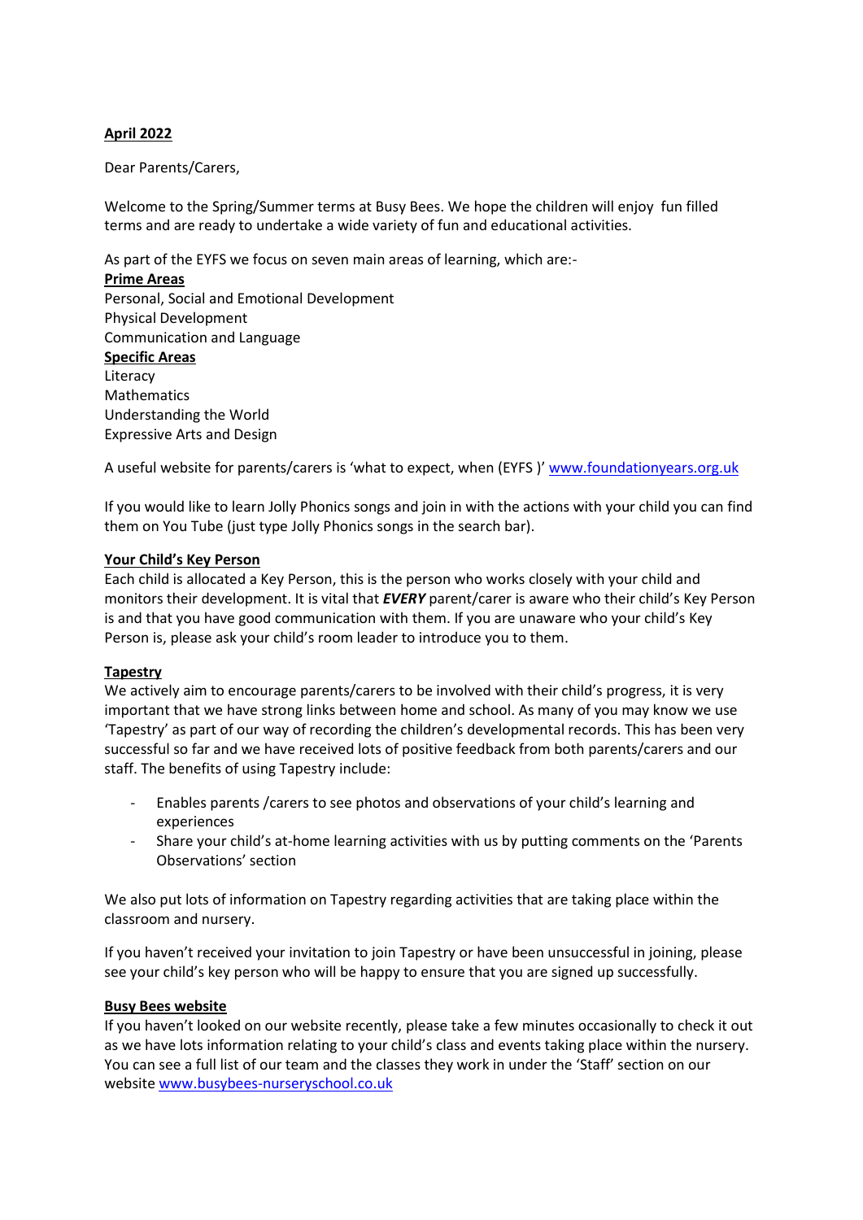**April 2022**

Dear Parents/Carers,

Welcome to the Spring/Summer terms at Busy Bees. We hope the children will enjoy fun filled terms and are ready to undertake a wide variety of fun and educational activities.

As part of the EYFS we focus on seven main areas of learning, which are:-

**Prime Areas**

Personal, Social and Emotional Development
Physical Development
Communication and Language

**Specific Areas**

Literacy
Mathematics
Understanding the World
Expressive Arts and Design

A useful website for parents/carers is 'what to expect, when (EYFS )' www.foundationyears.org.uk

If you would like to learn Jolly Phonics songs and join in with the actions with your child you can find them on You Tube (just type Jolly Phonics songs in the search bar).

**Your Child's Key Person**

Each child is allocated a Key Person, this is the person who works closely with your child and monitors their development. It is vital that ***EVERY*** parent/carer is aware who their child's Key Person is and that you have good communication with them. If you are unaware who your child's Key Person is, please ask your child's room leader to introduce you to them.

**Tapestry**

We actively aim to encourage parents/carers to be involved with their child's progress, it is very important that we have strong links between home and school. As many of you may know we use 'Tapestry' as part of our way of recording the children's developmental records. This has been very successful so far and we have received lots of positive feedback from both parents/carers and our staff. The benefits of using Tapestry include:

- Enables parents /carers to see photos and observations of your child's learning and experiences
- Share your child's at-home learning activities with us by putting comments on the 'Parents Observations' section

We also put lots of information on Tapestry regarding activities that are taking place within the classroom and nursery.

If you haven't received your invitation to join Tapestry or have been unsuccessful in joining, please see your child's key person who will be happy to ensure that you are signed up successfully.

**Busy Bees website**

If you haven't looked on our website recently, please take a few minutes occasionally to check it out as we have lots information relating to your child's class and events taking place within the nursery. You can see a full list of our team and the classes they work in under the 'Staff' section on our website www.busybees-nurseryschool.co.uk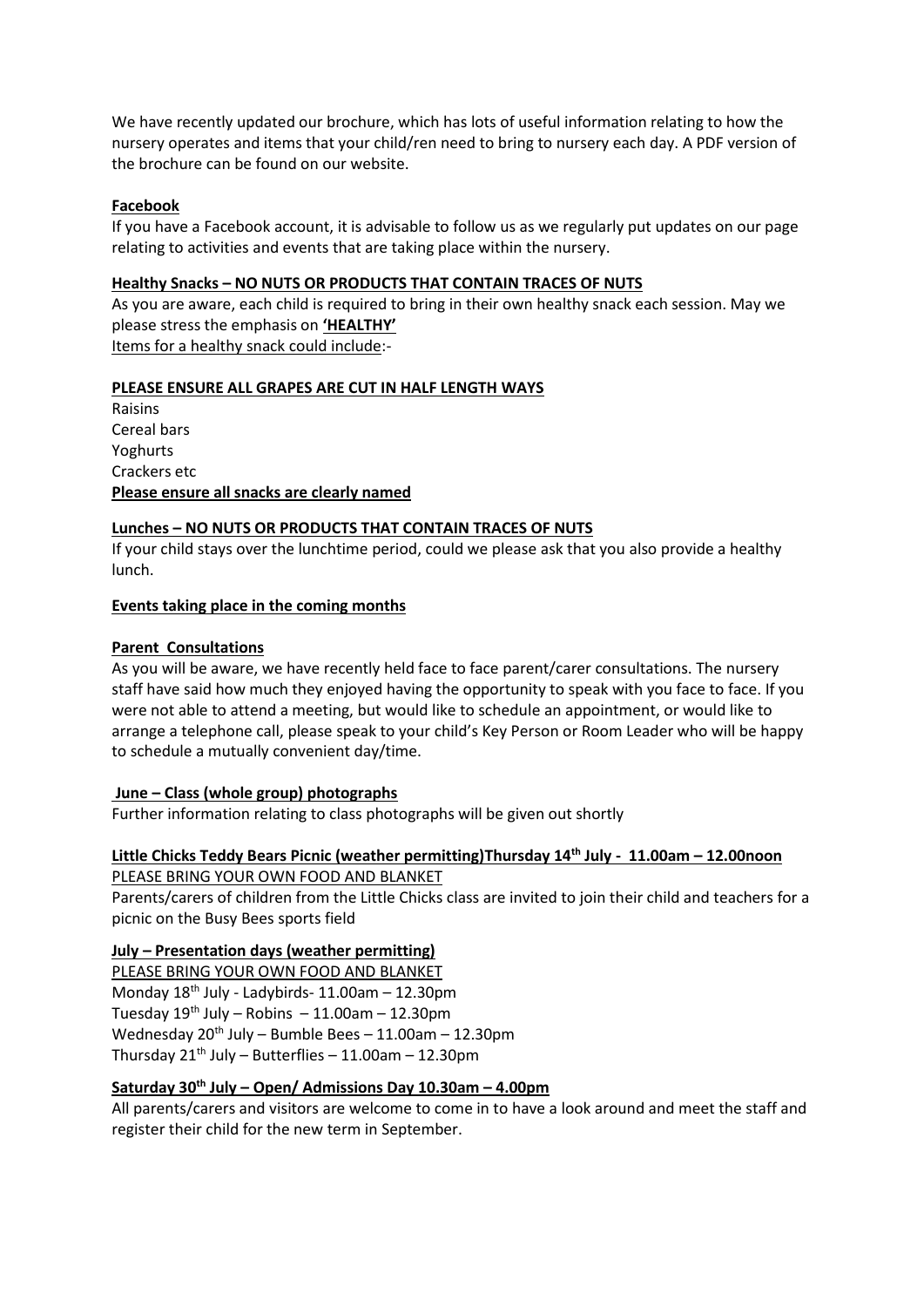We have recently updated our brochure, which has lots of useful information relating to how the nursery operates and items that your child/ren need to bring to nursery each day. A PDF version of the brochure can be found on our website.

**Facebook**

If you have a Facebook account, it is advisable to follow us as we regularly put updates on our page relating to activities and events that are taking place within the nursery.

**Healthy Snacks – NO NUTS OR PRODUCTS THAT CONTAIN TRACES OF NUTS**

As you are aware, each child is required to bring in their own healthy snack each session. May we please stress the emphasis on **'HEALTHY'**

Items for a healthy snack could include:-

**PLEASE ENSURE ALL GRAPES ARE CUT IN HALF LENGTH WAYS**

Raisins
Cereal bars
Yoghurts
Crackers etc

**Please ensure all snacks are clearly named**

**Lunches – NO NUTS OR PRODUCTS THAT CONTAIN TRACES OF NUTS**

If your child stays over the lunchtime period, could we please ask that you also provide a healthy lunch.

**Events taking place in the coming months**

**Parent Consultations**

As you will be aware, we have recently held face to face parent/carer consultations. The nursery staff have said how much they enjoyed having the opportunity to speak with you face to face. If you were not able to attend a meeting, but would like to schedule an appointment, or would like to arrange a telephone call, please speak to your child's Key Person or Room Leader who will be happy to schedule a mutually convenient day/time.

**June – Class (whole group) photographs**

Further information relating to class photographs will be given out shortly

**Little Chicks Teddy Bears Picnic (weather permitting)Thursday 14th July - 11.00am – 12.00noon**

PLEASE BRING YOUR OWN FOOD AND BLANKET

Parents/carers of children from the Little Chicks class are invited to join their child and teachers for a picnic on the Busy Bees sports field

**July – Presentation days (weather permitting)**

PLEASE BRING YOUR OWN FOOD AND BLANKET

Monday 18th July - Ladybirds- 11.00am – 12.30pm
Tuesday 19th July – Robins – 11.00am – 12.30pm
Wednesday 20th July – Bumble Bees – 11.00am – 12.30pm
Thursday 21th July – Butterflies – 11.00am – 12.30pm

**Saturday 30th July – Open/ Admissions Day 10.30am – 4.00pm**

All parents/carers and visitors are welcome to come in to have a look around and meet the staff and register their child for the new term in September.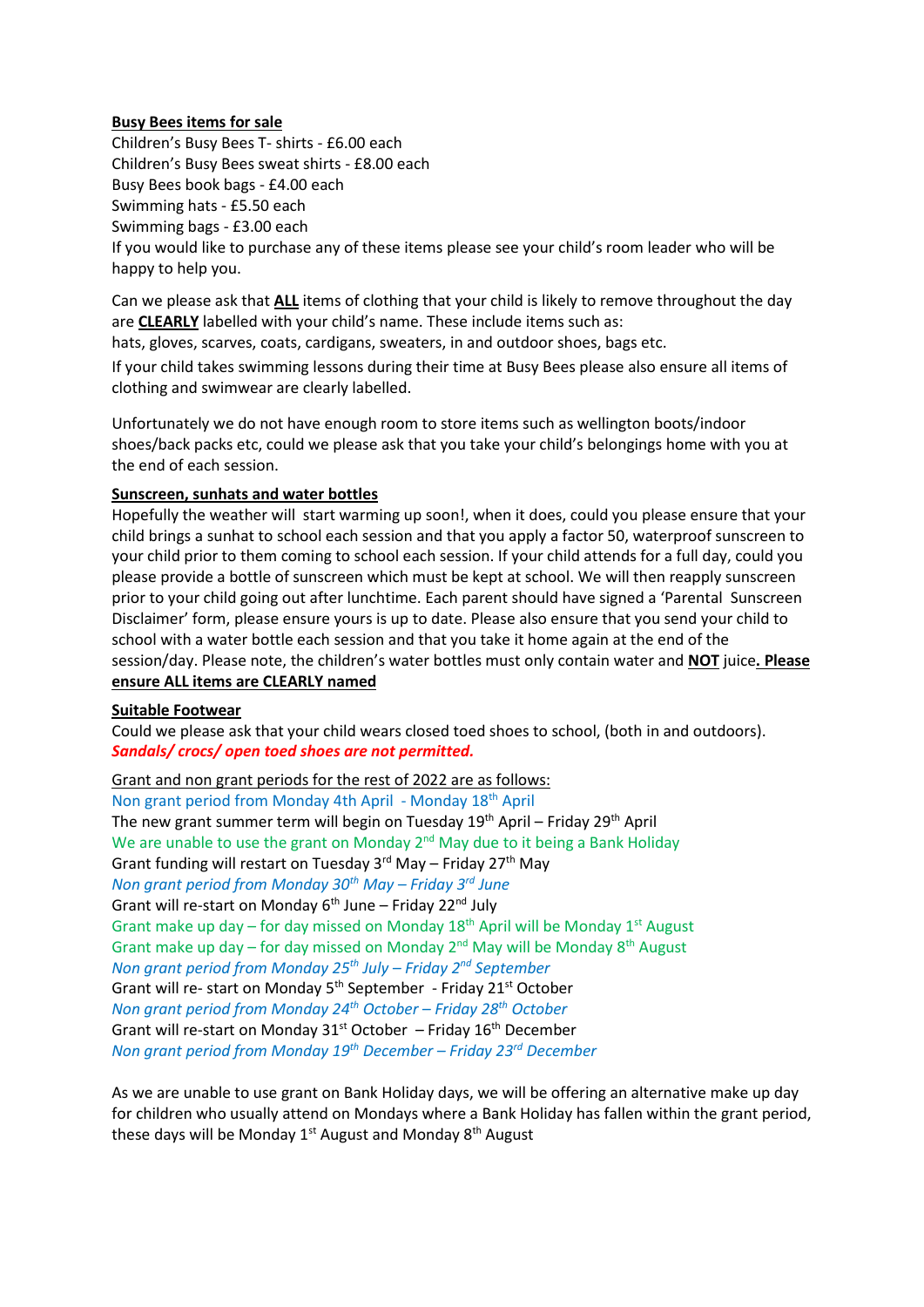**<u>Busy Bees items for sale</u>**

Children's Busy Bees T- shirts - £6.00 each
Children's Busy Bees sweat shirts - £8.00 each
Busy Bees book bags - £4.00 each
Swimming hats - £5.50 each
Swimming bags - £3.00 each
If you would like to purchase any of these items please see your child's room leader who will be happy to help you.

Can we please ask that **<u>ALL</u>** items of clothing that your child is likely to remove throughout the day are **<u>CLEARLY</u>** labelled with your child's name. These include items such as:
hats, gloves, scarves, coats, cardigans, sweaters, in and outdoor shoes, bags etc.

If your child takes swimming lessons during their time at Busy Bees please also ensure all items of clothing and swimwear are clearly labelled.

Unfortunately we do not have enough room to store items such as wellington boots/indoor shoes/back packs etc, could we please ask that you take your child's belongings home with you at the end of each session.

**<u>Sunscreen, sunhats and water bottles</u>**

Hopefully the weather will start warming up soon!, when it does, could you please ensure that your child brings a sunhat to school each session and that you apply a factor 50, waterproof sunscreen to your child prior to them coming to school each session. If your child attends for a full day, could you please provide a bottle of sunscreen which must be kept at school. We will then reapply sunscreen prior to your child going out after lunchtime. Each parent should have signed a 'Parental Sunscreen Disclaimer' form, please ensure yours is up to date. Please also ensure that you send your child to school with a water bottle each session and that you take it home again at the end of the session/day. Please note, the children's water bottles must only contain water and **<u>NOT</u>** juice**<u>. Please ensure ALL items are CLEARLY named</u>**

**<u>Suitable Footwear</u>**

Could we please ask that your child wears closed toed shoes to school, (both in and outdoors).
***Sandals/ crocs/ open toed shoes are not permitted.***

<u>Grant and non grant periods for the rest of 2022 are as follows:</u>

Non grant period from Monday 4th April - Monday 18th April
The new grant summer term will begin on Tuesday 19th April – Friday 29th April
We are unable to use the grant on Monday 2nd May due to it being a Bank Holiday
Grant funding will restart on Tuesday 3rd May – Friday 27th May
*Non grant period from Monday 30th May – Friday 3rd June*
Grant will re-start on Monday 6th June – Friday 22nd July
Grant make up day – for day missed on Monday 18th April will be Monday 1st August
Grant make up day – for day missed on Monday 2nd May will be Monday 8th August
*Non grant period from Monday 25th July – Friday 2nd September*
Grant will re- start on Monday 5th September - Friday 21st October
*Non grant period from Monday 24th October – Friday 28th October*
Grant will re-start on Monday 31st October – Friday 16th December
*Non grant period from Monday 19th December – Friday 23rd December*

As we are unable to use grant on Bank Holiday days, we will be offering an alternative make up day for children who usually attend on Mondays where a Bank Holiday has fallen within the grant period, these days will be Monday 1st August and Monday 8th August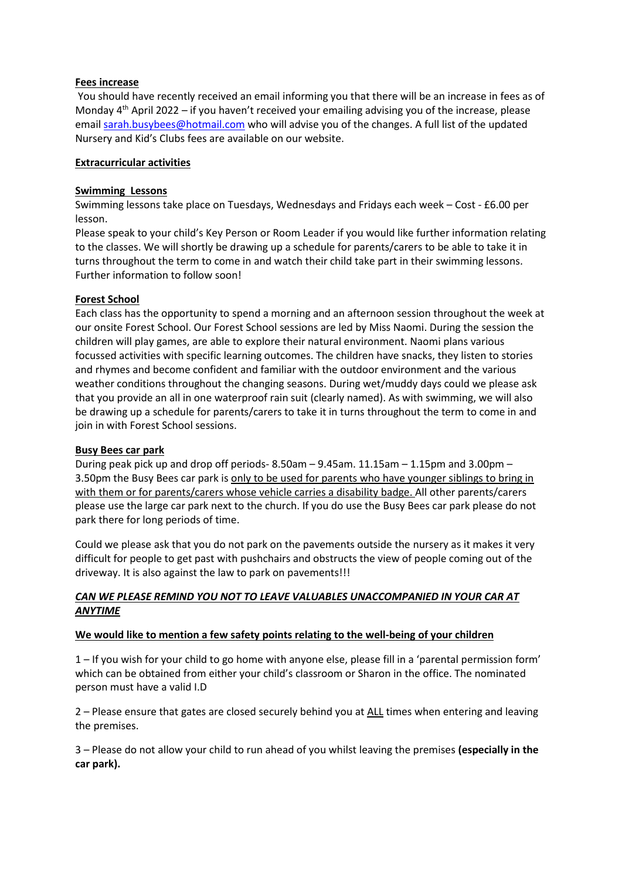**Fees increase**

You should have recently received an email informing you that there will be an increase in fees as of Monday 4th April 2022 – if you haven't received your emailing advising you of the increase, please email sarah.busybees@hotmail.com who will advise you of the changes. A full list of the updated Nursery and Kid's Clubs fees are available on our website.

**Extracurricular activities**

**Swimming Lessons**

Swimming lessons take place on Tuesdays, Wednesdays and Fridays each week – Cost - £6.00 per lesson.

Please speak to your child's Key Person or Room Leader if you would like further information relating to the classes. We will shortly be drawing up a schedule for parents/carers to be able to take it in turns throughout the term to come in and watch their child take part in their swimming lessons. Further information to follow soon!

**Forest School**

Each class has the opportunity to spend a morning and an afternoon session throughout the week at our onsite Forest School. Our Forest School sessions are led by Miss Naomi. During the session the children will play games, are able to explore their natural environment. Naomi plans various focussed activities with specific learning outcomes. The children have snacks, they listen to stories and rhymes and become confident and familiar with the outdoor environment and the various weather conditions throughout the changing seasons. During wet/muddy days could we please ask that you provide an all in one waterproof rain suit (clearly named). As with swimming, we will also be drawing up a schedule for parents/carers to take it in turns throughout the term to come in and join in with Forest School sessions.

**Busy Bees car park**

During peak pick up and drop off periods- 8.50am – 9.45am. 11.15am – 1.15pm and 3.00pm – 3.50pm the Busy Bees car park is only to be used for parents who have younger siblings to bring in with them or for parents/carers whose vehicle carries a disability badge. All other parents/carers please use the large car park next to the church. If you do use the Busy Bees car park please do not park there for long periods of time.

Could we please ask that you do not park on the pavements outside the nursery as it makes it very difficult for people to get past with pushchairs and obstructs the view of people coming out of the driveway. It is also against the law to park on pavements!!!

***CAN WE PLEASE REMIND YOU NOT TO LEAVE VALUABLES UNACCOMPANIED IN YOUR CAR AT ANYTIME***

**We would like to mention a few safety points relating to the well-being of your children**

1 – If you wish for your child to go home with anyone else, please fill in a 'parental permission form' which can be obtained from either your child's classroom or Sharon in the office. The nominated person must have a valid I.D

2 – Please ensure that gates are closed securely behind you at ALL times when entering and leaving the premises.

3 – Please do not allow your child to run ahead of you whilst leaving the premises **(especially in the car park).**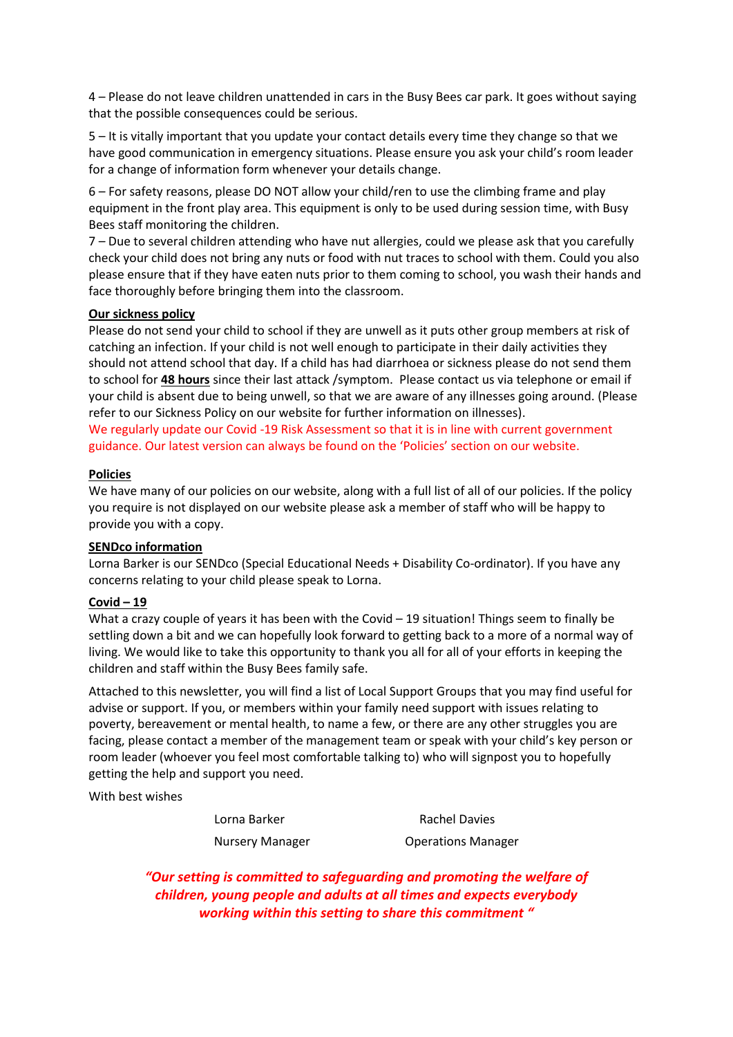4 – Please do not leave children unattended in cars in the Busy Bees car park. It goes without saying that the possible consequences could be serious.

5 – It is vitally important that you update your contact details every time they change so that we have good communication in emergency situations. Please ensure you ask your child's room leader for a change of information form whenever your details change.

6 – For safety reasons, please DO NOT allow your child/ren to use the climbing frame and play equipment in the front play area. This equipment is only to be used during session time, with Busy Bees staff monitoring the children.

7 – Due to several children attending who have nut allergies, could we please ask that you carefully check your child does not bring any nuts or food with nut traces to school with them. Could you also please ensure that if they have eaten nuts prior to them coming to school, you wash their hands and face thoroughly before bringing them into the classroom.

**Our sickness policy**

Please do not send your child to school if they are unwell as it puts other group members at risk of catching an infection. If your child is not well enough to participate in their daily activities they should not attend school that day. If a child has had diarrhoea or sickness please do not send them to school for **48 hours** since their last attack /symptom. Please contact us via telephone or email if your child is absent due to being unwell, so that we are aware of any illnesses going around. (Please refer to our Sickness Policy on our website for further information on illnesses).

We regularly update our Covid -19 Risk Assessment so that it is in line with current government guidance. Our latest version can always be found on the 'Policies' section on our website.

**Policies**

We have many of our policies on our website, along with a full list of all of our policies. If the policy you require is not displayed on our website please ask a member of staff who will be happy to provide you with a copy.

**SENDco information**

Lorna Barker is our SENDco (Special Educational Needs + Disability Co-ordinator). If you have any concerns relating to your child please speak to Lorna.

**Covid – 19**

What a crazy couple of years it has been with the Covid – 19 situation! Things seem to finally be settling down a bit and we can hopefully look forward to getting back to a more of a normal way of living. We would like to take this opportunity to thank you all for all of your efforts in keeping the children and staff within the Busy Bees family safe.

Attached to this newsletter, you will find a list of Local Support Groups that you may find useful for advise or support. If you, or members within your family need support with issues relating to poverty, bereavement or mental health, to name a few, or there are any other struggles you are facing, please contact a member of the management team or speak with your child's key person or room leader (whoever you feel most comfortable talking to) who will signpost you to hopefully getting the help and support you need.

With best wishes

Lorna Barker
Nursery Manager

Rachel Davies
Operations Manager

***"Our setting is committed to safeguarding and promoting the welfare of children, young people and adults at all times and expects everybody working within this setting to share this commitment "***